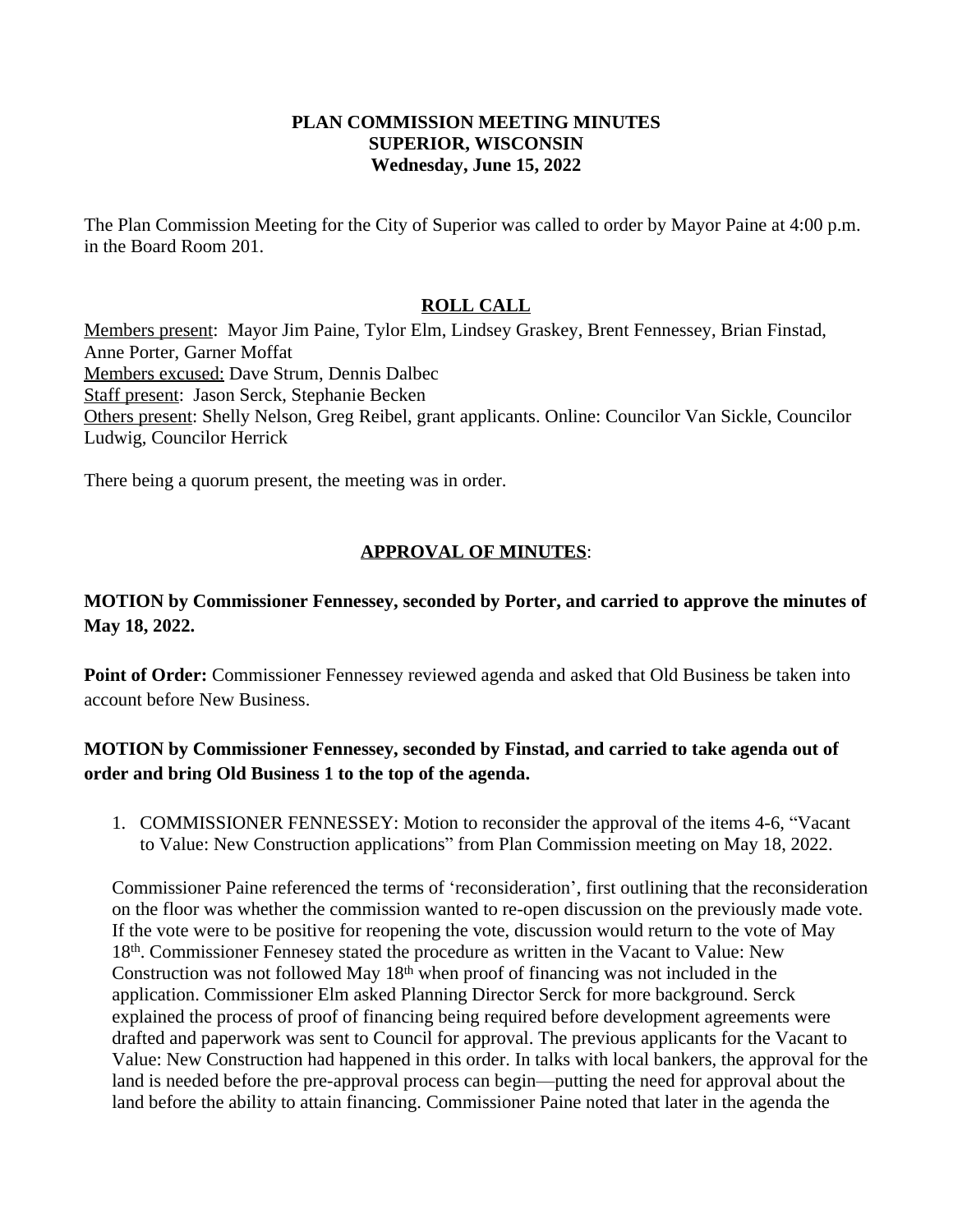**PLAN COMMISSION MEETING MINUTES**
**SUPERIOR, WISCONSIN**
**Wednesday, June 15, 2022**

The Plan Commission Meeting for the City of Superior was called to order by Mayor Paine at 4:00 p.m. in the Board Room 201.

## ROLL CALL

Members present: Mayor Jim Paine, Tylor Elm, Lindsey Graskey, Brent Fennessey, Brian Finstad, Anne Porter, Garner Moffat
Members excused: Dave Strum, Dennis Dalbec
Staff present: Jason Serck, Stephanie Becken
Others present: Shelly Nelson, Greg Reibel, grant applicants. Online: Councilor Van Sickle, Councilor Ludwig, Councilor Herrick

There being a quorum present, the meeting was in order.

## APPROVAL OF MINUTES:

**MOTION by Commissioner Fennessey, seconded by Porter, and carried to approve the minutes of May 18, 2022.**

**Point of Order:** Commissioner Fennessey reviewed agenda and asked that Old Business be taken into account before New Business.

**MOTION by Commissioner Fennessey, seconded by Finstad, and carried to take agenda out of order and bring Old Business 1 to the top of the agenda.**

1. COMMISSIONER FENNESSEY: Motion to reconsider the approval of the items 4-6, "Vacant to Value: New Construction applications" from Plan Commission meeting on May 18, 2022.

Commissioner Paine referenced the terms of 'reconsideration', first outlining that the reconsideration on the floor was whether the commission wanted to re-open discussion on the previously made vote. If the vote were to be positive for reopening the vote, discussion would return to the vote of May 18th. Commissioner Fennesey stated the procedure as written in the Vacant to Value: New Construction was not followed May 18th when proof of financing was not included in the application. Commissioner Elm asked Planning Director Serck for more background. Serck explained the process of proof of financing being required before development agreements were drafted and paperwork was sent to Council for approval. The previous applicants for the Vacant to Value: New Construction had happened in this order. In talks with local bankers, the approval for the land is needed before the pre-approval process can begin—putting the need for approval about the land before the ability to attain financing. Commissioner Paine noted that later in the agenda the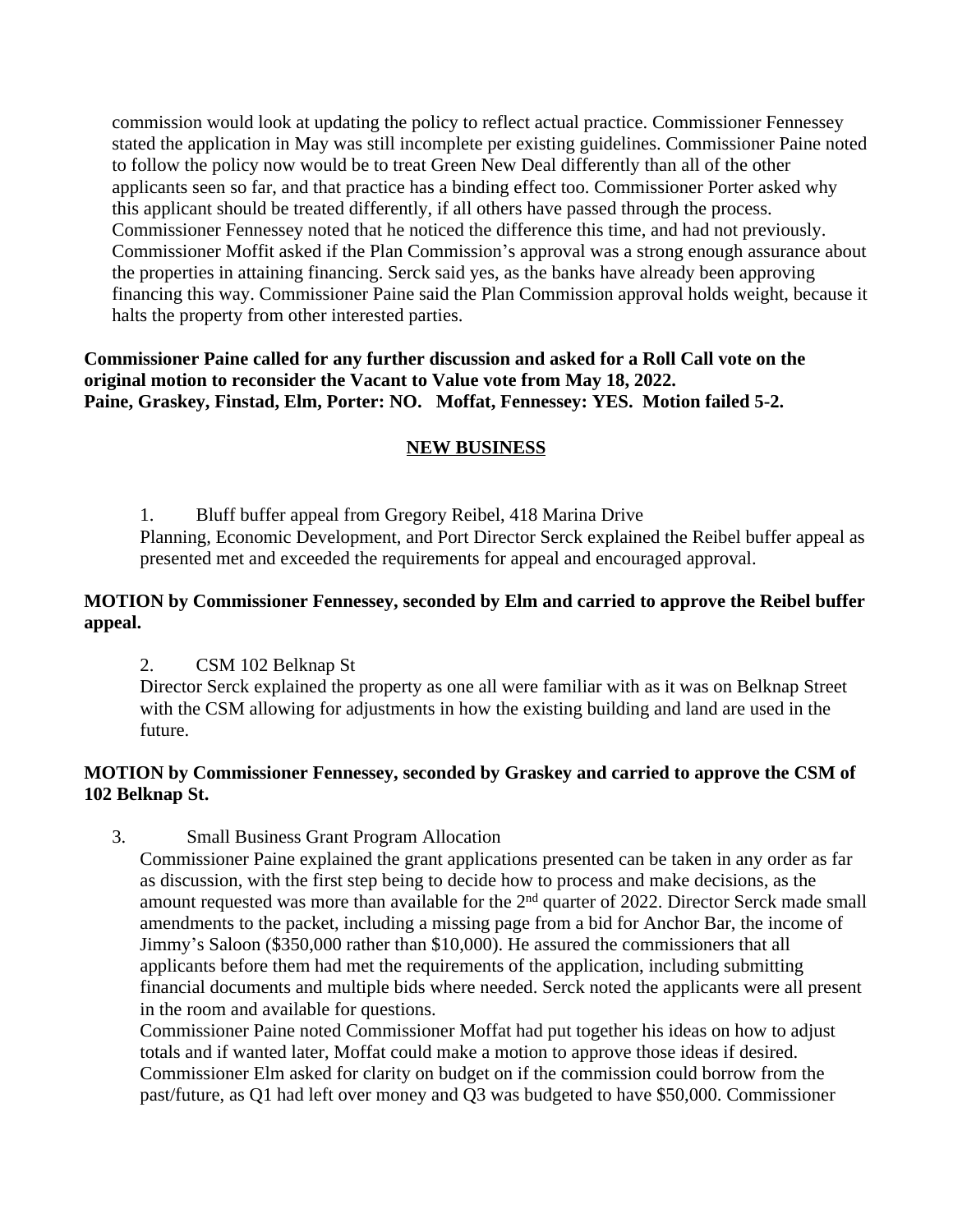commission would look at updating the policy to reflect actual practice. Commissioner Fennessey stated the application in May was still incomplete per existing guidelines. Commissioner Paine noted to follow the policy now would be to treat Green New Deal differently than all of the other applicants seen so far, and that practice has a binding effect too. Commissioner Porter asked why this applicant should be treated differently, if all others have passed through the process. Commissioner Fennessey noted that he noticed the difference this time, and had not previously. Commissioner Moffit asked if the Plan Commission's approval was a strong enough assurance about the properties in attaining financing. Serck said yes, as the banks have already been approving financing this way. Commissioner Paine said the Plan Commission approval holds weight, because it halts the property from other interested parties.

**Commissioner Paine called for any further discussion and asked for a Roll Call vote on the original motion to reconsider the Vacant to Value vote from May 18, 2022.**
**Paine, Graskey, Finstad, Elm, Porter: NO. Moffat, Fennessey: YES. Motion failed 5-2.**

## NEW BUSINESS

1. Bluff buffer appeal from Gregory Reibel, 418 Marina Drive
Planning, Economic Development, and Port Director Serck explained the Reibel buffer appeal as presented met and exceeded the requirements for appeal and encouraged approval.

**MOTION by Commissioner Fennessey, seconded by Elm and carried to approve the Reibel buffer appeal.**

2. CSM 102 Belknap St
Director Serck explained the property as one all were familiar with as it was on Belknap Street with the CSM allowing for adjustments in how the existing building and land are used in the future.

**MOTION by Commissioner Fennessey, seconded by Graskey and carried to approve the CSM of 102 Belknap St.**

3. Small Business Grant Program Allocation
Commissioner Paine explained the grant applications presented can be taken in any order as far as discussion, with the first step being to decide how to process and make decisions, as the amount requested was more than available for the 2nd quarter of 2022. Director Serck made small amendments to the packet, including a missing page from a bid for Anchor Bar, the income of Jimmy's Saloon ($350,000 rather than $10,000). He assured the commissioners that all applicants before them had met the requirements of the application, including submitting financial documents and multiple bids where needed. Serck noted the applicants were all present in the room and available for questions.
Commissioner Paine noted Commissioner Moffat had put together his ideas on how to adjust totals and if wanted later, Moffat could make a motion to approve those ideas if desired. Commissioner Elm asked for clarity on budget on if the commission could borrow from the past/future, as Q1 had left over money and Q3 was budgeted to have $50,000. Commissioner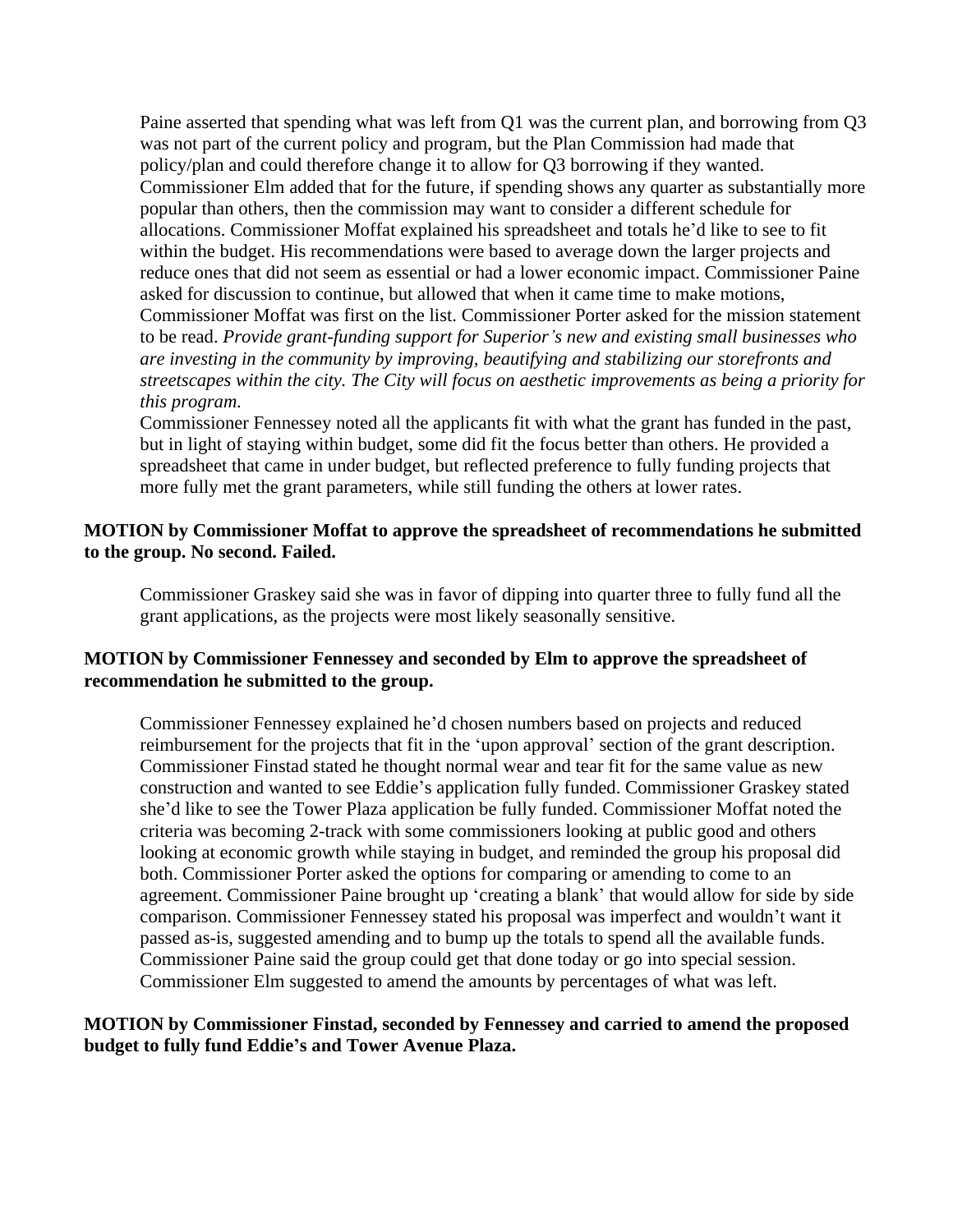Paine asserted that spending what was left from Q1 was the current plan, and borrowing from Q3 was not part of the current policy and program, but the Plan Commission had made that policy/plan and could therefore change it to allow for Q3 borrowing if they wanted. Commissioner Elm added that for the future, if spending shows any quarter as substantially more popular than others, then the commission may want to consider a different schedule for allocations. Commissioner Moffat explained his spreadsheet and totals he'd like to see to fit within the budget. His recommendations were based to average down the larger projects and reduce ones that did not seem as essential or had a lower economic impact. Commissioner Paine asked for discussion to continue, but allowed that when it came time to make motions, Commissioner Moffat was first on the list. Commissioner Porter asked for the mission statement to be read. *Provide grant-funding support for Superior's new and existing small businesses who are investing in the community by improving, beautifying and stabilizing our storefronts and streetscapes within the city. The City will focus on aesthetic improvements as being a priority for this program.*
Commissioner Fennessey noted all the applicants fit with what the grant has funded in the past, but in light of staying within budget, some did fit the focus better than others. He provided a spreadsheet that came in under budget, but reflected preference to fully funding projects that more fully met the grant parameters, while still funding the others at lower rates.

**MOTION by Commissioner Moffat to approve the spreadsheet of recommendations he submitted to the group. No second. Failed.**

Commissioner Graskey said she was in favor of dipping into quarter three to fully fund all the grant applications, as the projects were most likely seasonally sensitive.

**MOTION by Commissioner Fennessey and seconded by Elm to approve the spreadsheet of recommendation he submitted to the group.**

Commissioner Fennessey explained he'd chosen numbers based on projects and reduced reimbursement for the projects that fit in the 'upon approval' section of the grant description. Commissioner Finstad stated he thought normal wear and tear fit for the same value as new construction and wanted to see Eddie's application fully funded. Commissioner Graskey stated she'd like to see the Tower Plaza application be fully funded. Commissioner Moffat noted the criteria was becoming 2-track with some commissioners looking at public good and others looking at economic growth while staying in budget, and reminded the group his proposal did both. Commissioner Porter asked the options for comparing or amending to come to an agreement. Commissioner Paine brought up 'creating a blank' that would allow for side by side comparison. Commissioner Fennessey stated his proposal was imperfect and wouldn't want it passed as-is, suggested amending and to bump up the totals to spend all the available funds. Commissioner Paine said the group could get that done today or go into special session. Commissioner Elm suggested to amend the amounts by percentages of what was left.

**MOTION by Commissioner Finstad, seconded by Fennessey and carried to amend the proposed budget to fully fund Eddie's and Tower Avenue Plaza.**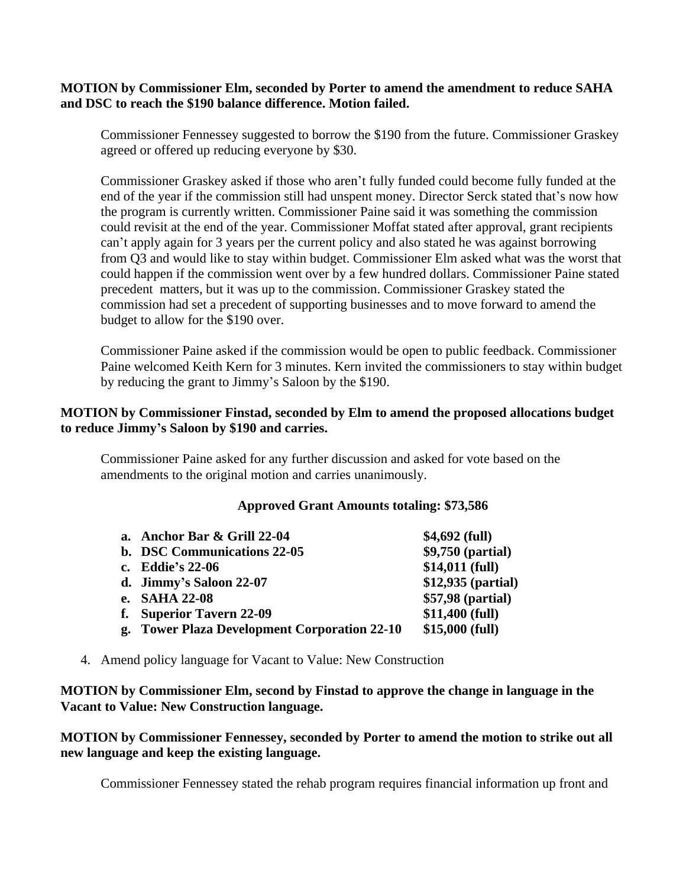**MOTION by Commissioner Elm, seconded by Porter to amend the amendment to reduce SAHA and DSC to reach the $190 balance difference. Motion failed.**

Commissioner Fennessey suggested to borrow the $190 from the future. Commissioner Graskey agreed or offered up reducing everyone by $30.

Commissioner Graskey asked if those who aren't fully funded could become fully funded at the end of the year if the commission still had unspent money. Director Serck stated that's now how the program is currently written. Commissioner Paine said it was something the commission could revisit at the end of the year. Commissioner Moffat stated after approval, grant recipients can't apply again for 3 years per the current policy and also stated he was against borrowing from Q3 and would like to stay within budget. Commissioner Elm asked what was the worst that could happen if the commission went over by a few hundred dollars. Commissioner Paine stated precedent matters, but it was up to the commission. Commissioner Graskey stated the commission had set a precedent of supporting businesses and to move forward to amend the budget to allow for the $190 over.

Commissioner Paine asked if the commission would be open to public feedback. Commissioner Paine welcomed Keith Kern for 3 minutes. Kern invited the commissioners to stay within budget by reducing the grant to Jimmy's Saloon by the $190.

**MOTION by Commissioner Finstad, seconded by Elm to amend the proposed allocations budget to reduce Jimmy's Saloon by $190 and carries.**

Commissioner Paine asked for any further discussion and asked for vote based on the amendments to the original motion and carries unanimously.

**Approved Grant Amounts totaling: $73,586**

| | |
|---|---|
| **a. Anchor Bar & Grill 22-04** | **$4,692 (full)** |
| **b. DSC Communications 22-05** | **$9,750 (partial)** |
| **c. Eddie's 22-06** | **$14,011 (full)** |
| **d. Jimmy's Saloon 22-07** | **$12,935 (partial)** |
| **e. SAHA 22-08** | **$57,98 (partial)** |
| **f. Superior Tavern 22-09** | **$11,400 (full)** |
| **g. Tower Plaza Development Corporation 22-10** | **$15,000 (full)** |

4. Amend policy language for Vacant to Value: New Construction

**MOTION by Commissioner Elm, second by Finstad to approve the change in language in the Vacant to Value: New Construction language.**

**MOTION by Commissioner Fennessey, seconded by Porter to amend the motion to strike out all new language and keep the existing language.**

Commissioner Fennessey stated the rehab program requires financial information up front and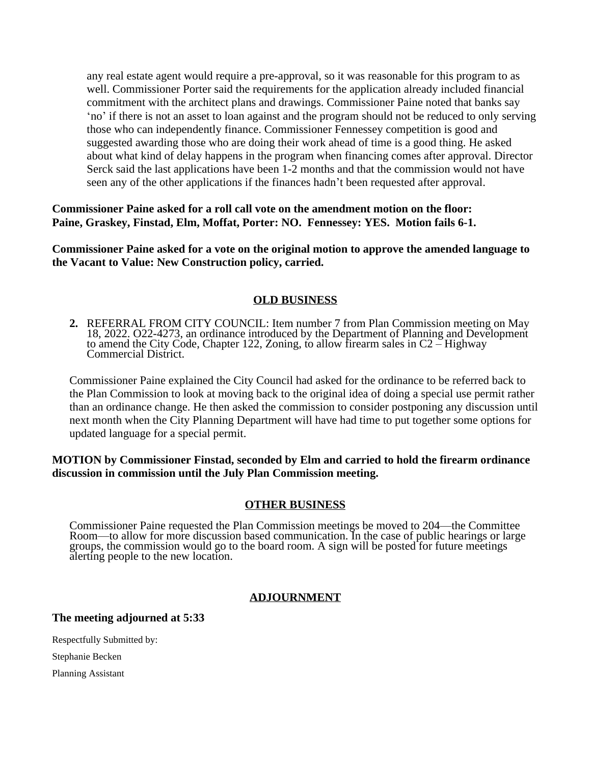any real estate agent would require a pre-approval, so it was reasonable for this program to as well. Commissioner Porter said the requirements for the application already included financial commitment with the architect plans and drawings. Commissioner Paine noted that banks say 'no' if there is not an asset to loan against and the program should not be reduced to only serving those who can independently finance. Commissioner Fennessey competition is good and suggested awarding those who are doing their work ahead of time is a good thing. He asked about what kind of delay happens in the program when financing comes after approval. Director Serck said the last applications have been 1-2 months and that the commission would not have seen any of the other applications if the finances hadn't been requested after approval.

**Commissioner Paine asked for a roll call vote on the amendment motion on the floor: Paine, Graskey, Finstad, Elm, Moffat, Porter: NO. Fennessey: YES. Motion fails 6-1.**

**Commissioner Paine asked for a vote on the original motion to approve the amended language to the Vacant to Value: New Construction policy, carried.**

## OLD BUSINESS

**2.** REFERRAL FROM CITY COUNCIL: Item number 7 from Plan Commission meeting on May 18, 2022. O22-4273, an ordinance introduced by the Department of Planning and Development to amend the City Code, Chapter 122, Zoning, to allow firearm sales in C2 – Highway Commercial District.

Commissioner Paine explained the City Council had asked for the ordinance to be referred back to the Plan Commission to look at moving back to the original idea of doing a special use permit rather than an ordinance change. He then asked the commission to consider postponing any discussion until next month when the City Planning Department will have had time to put together some options for updated language for a special permit.

**MOTION by Commissioner Finstad, seconded by Elm and carried to hold the firearm ordinance discussion in commission until the July Plan Commission meeting.**

## OTHER BUSINESS

Commissioner Paine requested the Plan Commission meetings be moved to 204—the Committee Room—to allow for more discussion based communication. In the case of public hearings or large groups, the commission would go to the board room. A sign will be posted for future meetings alerting people to the new location.

## ADJOURNMENT

**The meeting adjourned at 5:33**

Respectfully Submitted by:

Stephanie Becken

Planning Assistant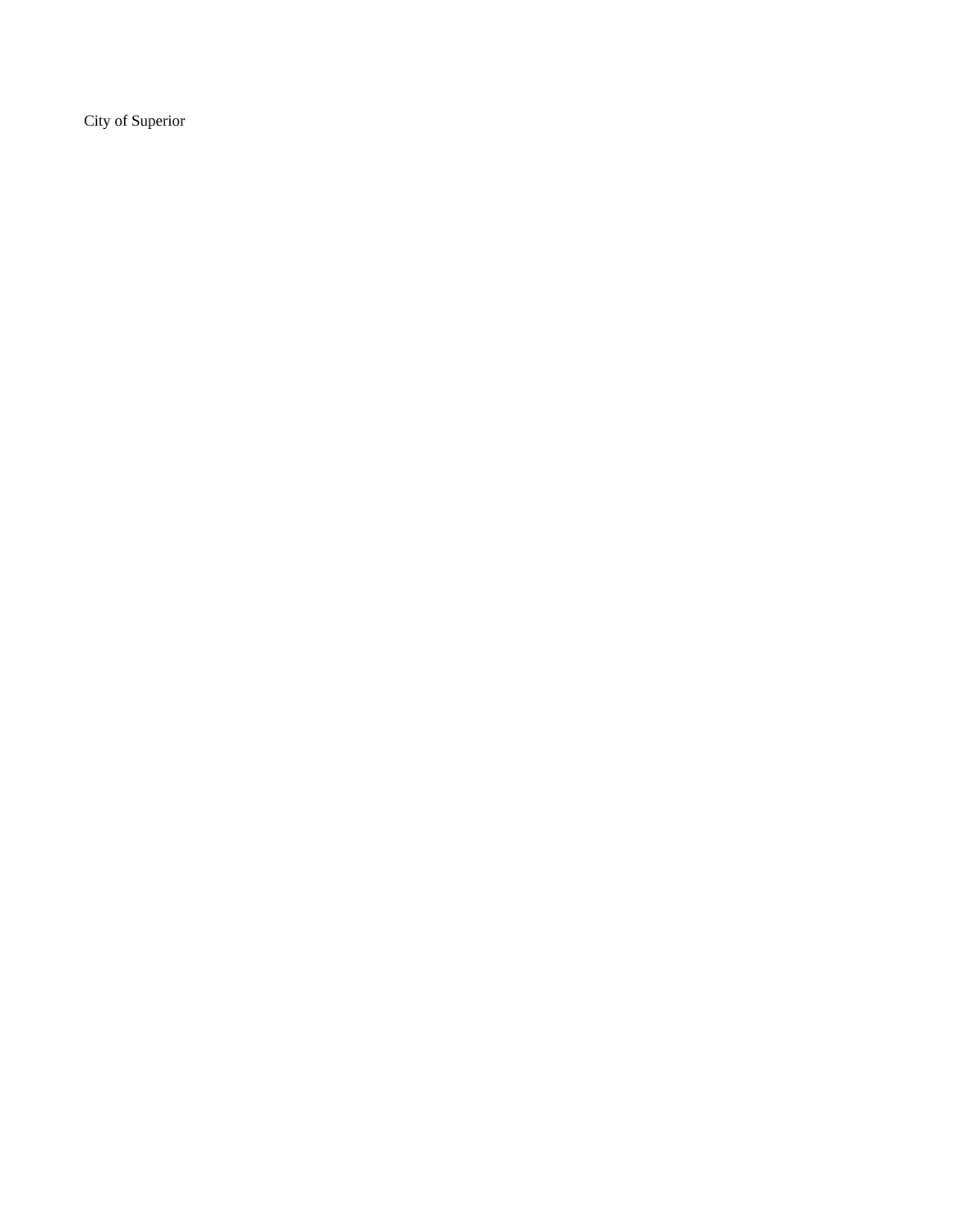City of Superior